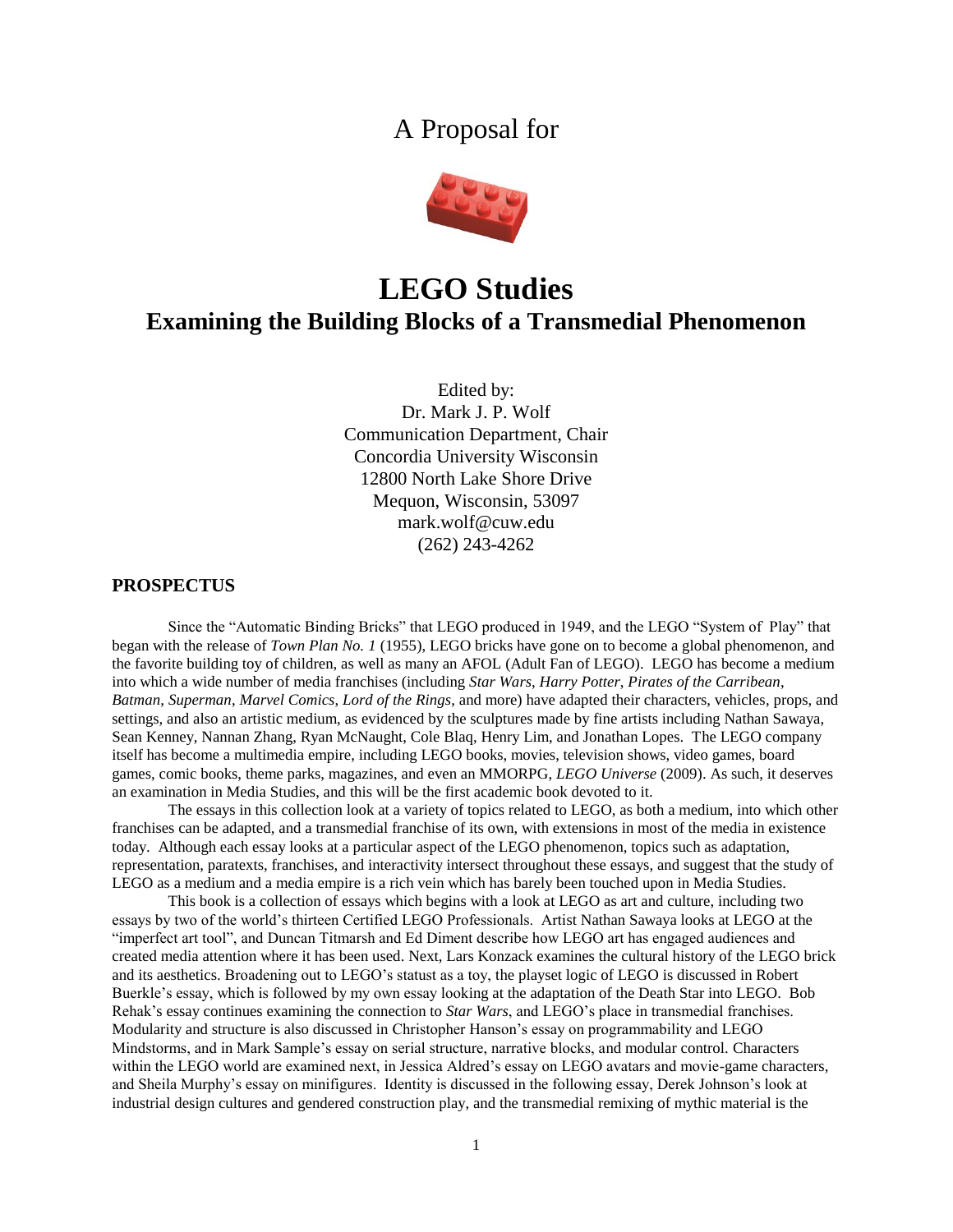# A Proposal for

# LEGO Studies

## Examining the Building Blocks of a Transmedial Phenomenon

Edited by:
Dr. Mark J. P. Wolf
Communication Department, Chair
Concordia University Wisconsin
12800 North Lake Shore Drive
Mequon, Wisconsin, 53097
mark.wolf@cuw.edu
(262) 243-4262

### PROSPECTUS

Since the "Automatic Binding Bricks" that LEGO produced in 1949, and the LEGO "System of Play" that began with the release of *Town Plan No. 1* (1955), LEGO bricks have gone on to become a global phenomenon, and the favorite building toy of children, as well as many an AFOL (Adult Fan of LEGO). LEGO has become a medium into which a wide number of media franchises (including *Star Wars*, *Harry Potter*, *Pirates of the Carribean*, *Batman*, *Superman*, *Marvel Comics*, *Lord of the Rings*, and more) have adapted their characters, vehicles, props, and settings, and also an artistic medium, as evidenced by the sculptures made by fine artists including Nathan Sawaya, Sean Kenney, Nannan Zhang, Ryan McNaught, Cole Blaq, Henry Lim, and Jonathan Lopes. The LEGO company itself has become a multimedia empire, including LEGO books, movies, television shows, video games, board games, comic books, theme parks, magazines, and even an MMORPG, *LEGO Universe* (2009). As such, it deserves an examination in Media Studies, and this will be the first academic book devoted to it.

The essays in this collection look at a variety of topics related to LEGO, as both a medium, into which other franchises can be adapted, and a transmedial franchise of its own, with extensions in most of the media in existence today. Although each essay looks at a particular aspect of the LEGO phenomenon, topics such as adaptation, representation, paratexts, franchises, and interactivity intersect throughout these essays, and suggest that the study of LEGO as a medium and a media empire is a rich vein which has barely been touched upon in Media Studies.

This book is a collection of essays which begins with a look at LEGO as art and culture, including two essays by two of the world's thirteen Certified LEGO Professionals. Artist Nathan Sawaya looks at LEGO at the "imperfect art tool", and Duncan Titmarsh and Ed Diment describe how LEGO art has engaged audiences and created media attention where it has been used. Next, Lars Konzack examines the cultural history of the LEGO brick and its aesthetics. Broadening out to LEGO's statust as a toy, the playset logic of LEGO is discussed in Robert Buerkle's essay, which is followed by my own essay looking at the adaptation of the Death Star into LEGO. Bob Rehak's essay continues examining the connection to *Star Wars*, and LEGO's place in transmedial franchises. Modularity and structure is also discussed in Christopher Hanson's essay on programmability and LEGO Mindstorms, and in Mark Sample's essay on serial structure, narrative blocks, and modular control. Characters within the LEGO world are examined next, in Jessica Aldred's essay on LEGO avatars and movie-game characters, and Sheila Murphy's essay on minifigures. Identity is discussed in the following essay, Derek Johnson's look at industrial design cultures and gendered construction play, and the transmedial remixing of mythic material is the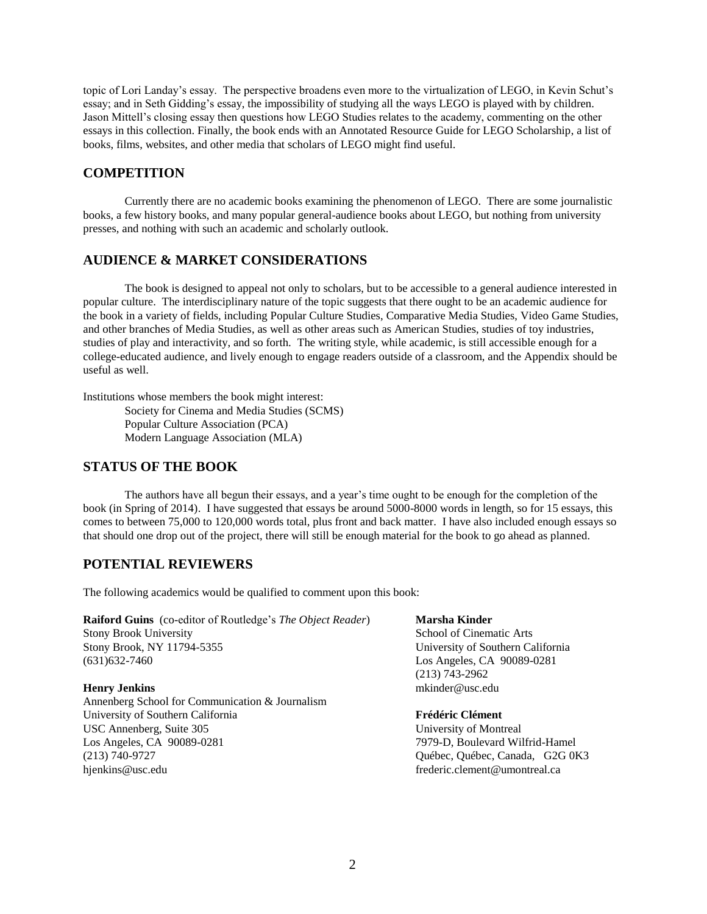topic of Lori Landay's essay. The perspective broadens even more to the virtualization of LEGO, in Kevin Schut's essay; and in Seth Gidding's essay, the impossibility of studying all the ways LEGO is played with by children. Jason Mittell's closing essay then questions how LEGO Studies relates to the academy, commenting on the other essays in this collection. Finally, the book ends with an Annotated Resource Guide for LEGO Scholarship, a list of books, films, websites, and other media that scholars of LEGO might find useful.

## COMPETITION

Currently there are no academic books examining the phenomenon of LEGO. There are some journalistic books, a few history books, and many popular general-audience books about LEGO, but nothing from university presses, and nothing with such an academic and scholarly outlook.

## AUDIENCE & MARKET CONSIDERATIONS

The book is designed to appeal not only to scholars, but to be accessible to a general audience interested in popular culture. The interdisciplinary nature of the topic suggests that there ought to be an academic audience for the book in a variety of fields, including Popular Culture Studies, Comparative Media Studies, Video Game Studies, and other branches of Media Studies, as well as other areas such as American Studies, studies of toy industries, studies of play and interactivity, and so forth. The writing style, while academic, is still accessible enough for a college-educated audience, and lively enough to engage readers outside of a classroom, and the Appendix should be useful as well.

Institutions whose members the book might interest:

- Society for Cinema and Media Studies (SCMS)
- Popular Culture Association (PCA)
- Modern Language Association (MLA)

## STATUS OF THE BOOK

The authors have all begun their essays, and a year's time ought to be enough for the completion of the book (in Spring of 2014). I have suggested that essays be around 5000-8000 words in length, so for 15 essays, this comes to between 75,000 to 120,000 words total, plus front and back matter. I have also included enough essays so that should one drop out of the project, there will still be enough material for the book to go ahead as planned.

## POTENTIAL REVIEWERS

The following academics would be qualified to comment upon this book:

**Raiford Guins** (co-editor of Routledge's *The Object Reader*)
Stony Brook University
Stony Brook, NY 11794-5355
(631)632-7460

**Henry Jenkins**
Annenberg School for Communication & Journalism
University of Southern California
USC Annenberg, Suite 305
Los Angeles, CA 90089-0281
(213) 740-9727
hjenkins@usc.edu

**Marsha Kinder**
School of Cinematic Arts
University of Southern California
Los Angeles, CA 90089-0281
(213) 743-2962
mkinder@usc.edu

**Frédéric Clément**
University of Montreal
7979-D, Boulevard Wilfrid-Hamel
Québec, Québec, Canada, G2G 0K3
frederic.clement@umontreal.ca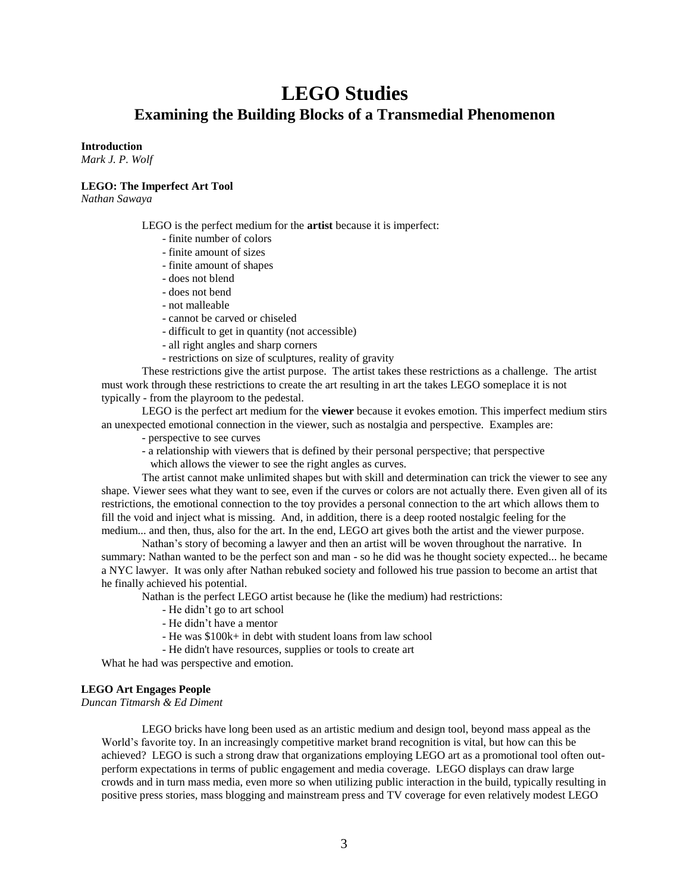# LEGO Studies

## Examining the Building Blocks of a Transmedial Phenomenon

**Introduction**
*Mark J. P. Wolf*

**LEGO: The Imperfect Art Tool**
*Nathan Sawaya*

LEGO is the perfect medium for the **artist** because it is imperfect:

- finite number of colors
- finite amount of sizes
- finite amount of shapes
- does not blend
- does not bend
- not malleable
- cannot be carved or chiseled
- difficult to get in quantity (not accessible)
- all right angles and sharp corners
- restrictions on size of sculptures, reality of gravity

These restrictions give the artist purpose. The artist takes these restrictions as a challenge. The artist must work through these restrictions to create the art resulting in art the takes LEGO someplace it is not typically - from the playroom to the pedestal.

LEGO is the perfect art medium for the **viewer** because it evokes emotion. This imperfect medium stirs an unexpected emotional connection in the viewer, such as nostalgia and perspective. Examples are:

- perspective to see curves
- a relationship with viewers that is defined by their personal perspective; that perspective which allows the viewer to see the right angles as curves.

The artist cannot make unlimited shapes but with skill and determination can trick the viewer to see any shape. Viewer sees what they want to see, even if the curves or colors are not actually there. Even given all of its restrictions, the emotional connection to the toy provides a personal connection to the art which allows them to fill the void and inject what is missing. And, in addition, there is a deep rooted nostalgic feeling for the medium... and then, thus, also for the art. In the end, LEGO art gives both the artist and the viewer purpose.

Nathan's story of becoming a lawyer and then an artist will be woven throughout the narrative. In summary: Nathan wanted to be the perfect son and man - so he did was he thought society expected... he became a NYC lawyer. It was only after Nathan rebuked society and followed his true passion to become an artist that he finally achieved his potential.

Nathan is the perfect LEGO artist because he (like the medium) had restrictions:

- He didn't go to art school
- He didn't have a mentor
- He was $100k+ in debt with student loans from law school
- He didn't have resources, supplies or tools to create art

What he had was perspective and emotion.

**LEGO Art Engages People**
*Duncan Titmarsh & Ed Diment*

LEGO bricks have long been used as an artistic medium and design tool, beyond mass appeal as the World's favorite toy. In an increasingly competitive market brand recognition is vital, but how can this be achieved? LEGO is such a strong draw that organizations employing LEGO art as a promotional tool often out-perform expectations in terms of public engagement and media coverage. LEGO displays can draw large crowds and in turn mass media, even more so when utilizing public interaction in the build, typically resulting in positive press stories, mass blogging and mainstream press and TV coverage for even relatively modest LEGO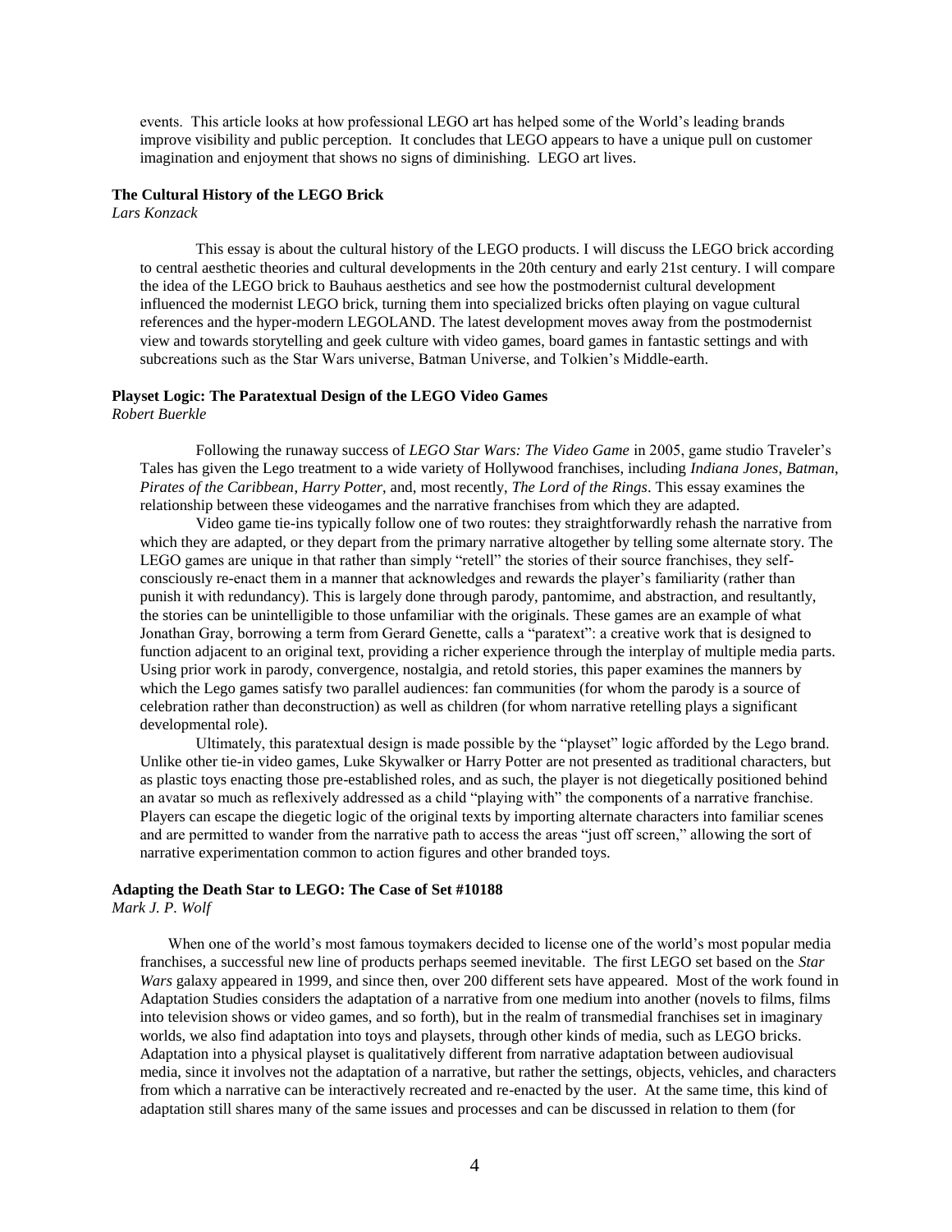events. This article looks at how professional LEGO art has helped some of the World's leading brands improve visibility and public perception. It concludes that LEGO appears to have a unique pull on customer imagination and enjoyment that shows no signs of diminishing. LEGO art lives.

**The Cultural History of the LEGO Brick**
*Lars Konzack*

This essay is about the cultural history of the LEGO products. I will discuss the LEGO brick according to central aesthetic theories and cultural developments in the 20th century and early 21st century. I will compare the idea of the LEGO brick to Bauhaus aesthetics and see how the postmodernist cultural development influenced the modernist LEGO brick, turning them into specialized bricks often playing on vague cultural references and the hyper-modern LEGOLAND. The latest development moves away from the postmodernist view and towards storytelling and geek culture with video games, board games in fantastic settings and with subcreations such as the Star Wars universe, Batman Universe, and Tolkien's Middle-earth.

**Playset Logic: The Paratextual Design of the LEGO Video Games**
*Robert Buerkle*

Following the runaway success of *LEGO Star Wars: The Video Game* in 2005, game studio Traveler's Tales has given the Lego treatment to a wide variety of Hollywood franchises, including *Indiana Jones*, *Batman*, *Pirates of the Caribbean*, *Harry Potter*, and, most recently, *The Lord of the Rings*. This essay examines the relationship between these videogames and the narrative franchises from which they are adapted.

Video game tie-ins typically follow one of two routes: they straightforwardly rehash the narrative from which they are adapted, or they depart from the primary narrative altogether by telling some alternate story. The LEGO games are unique in that rather than simply "retell" the stories of their source franchises, they self-consciously re-enact them in a manner that acknowledges and rewards the player's familiarity (rather than punish it with redundancy). This is largely done through parody, pantomime, and abstraction, and resultantly, the stories can be unintelligible to those unfamiliar with the originals. These games are an example of what Jonathan Gray, borrowing a term from Gerard Genette, calls a "paratext": a creative work that is designed to function adjacent to an original text, providing a richer experience through the interplay of multiple media parts. Using prior work in parody, convergence, nostalgia, and retold stories, this paper examines the manners by which the Lego games satisfy two parallel audiences: fan communities (for whom the parody is a source of celebration rather than deconstruction) as well as children (for whom narrative retelling plays a significant developmental role).

Ultimately, this paratextual design is made possible by the "playset" logic afforded by the Lego brand. Unlike other tie-in video games, Luke Skywalker or Harry Potter are not presented as traditional characters, but as plastic toys enacting those pre-established roles, and as such, the player is not diegetically positioned behind an avatar so much as reflexively addressed as a child "playing with" the components of a narrative franchise. Players can escape the diegetic logic of the original texts by importing alternate characters into familiar scenes and are permitted to wander from the narrative path to access the areas "just off screen," allowing the sort of narrative experimentation common to action figures and other branded toys.

**Adapting the Death Star to LEGO: The Case of Set #10188**
*Mark J. P. Wolf*

When one of the world's most famous toymakers decided to license one of the world's most popular media franchises, a successful new line of products perhaps seemed inevitable. The first LEGO set based on the *Star Wars* galaxy appeared in 1999, and since then, over 200 different sets have appeared. Most of the work found in Adaptation Studies considers the adaptation of a narrative from one medium into another (novels to films, films into television shows or video games, and so forth), but in the realm of transmedial franchises set in imaginary worlds, we also find adaptation into toys and playsets, through other kinds of media, such as LEGO bricks. Adaptation into a physical playset is qualitatively different from narrative adaptation between audiovisual media, since it involves not the adaptation of a narrative, but rather the settings, objects, vehicles, and characters from which a narrative can be interactively recreated and re-enacted by the user. At the same time, this kind of adaptation still shares many of the same issues and processes and can be discussed in relation to them (for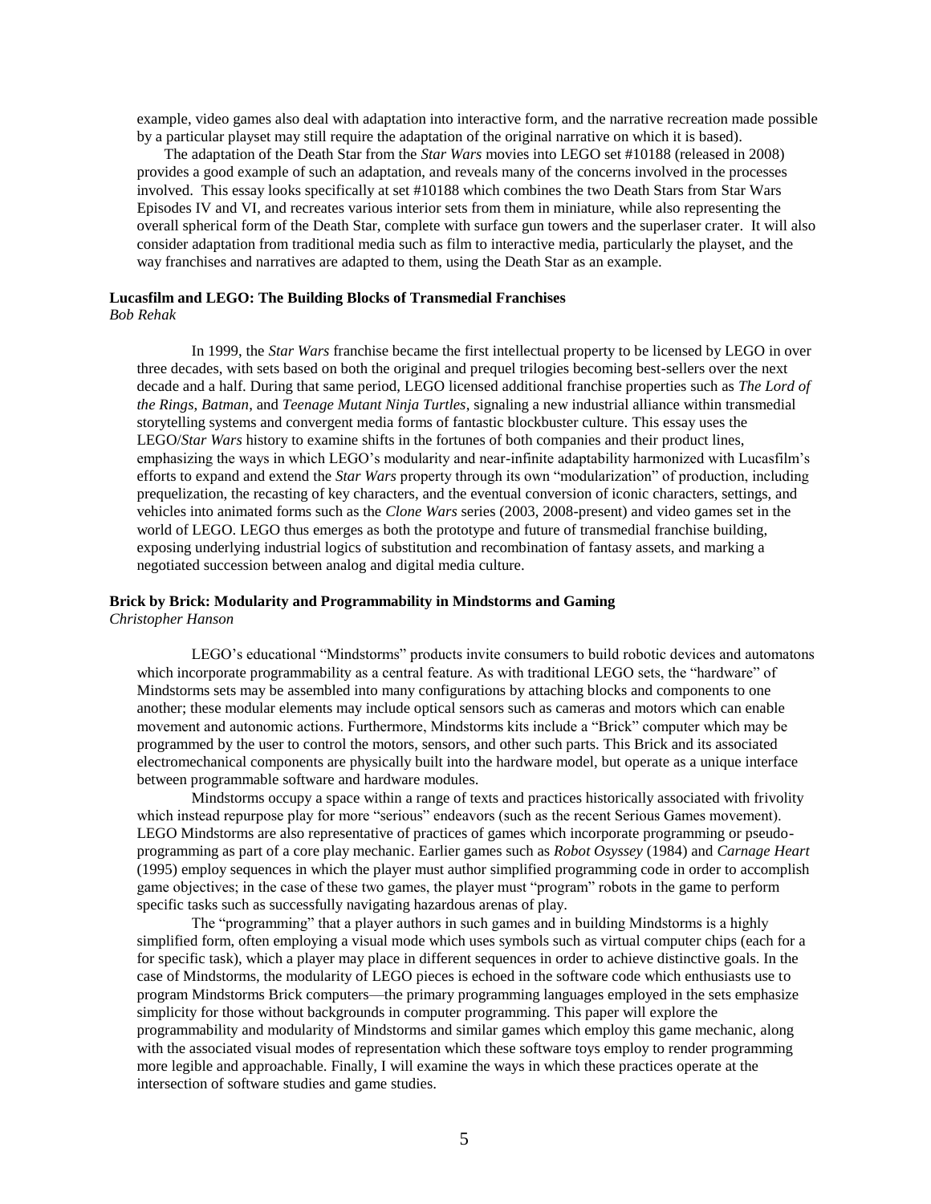example, video games also deal with adaptation into interactive form, and the narrative recreation made possible by a particular playset may still require the adaptation of the original narrative on which it is based).

The adaptation of the Death Star from the *Star Wars* movies into LEGO set #10188 (released in 2008) provides a good example of such an adaptation, and reveals many of the concerns involved in the processes involved. This essay looks specifically at set #10188 which combines the two Death Stars from Star Wars Episodes IV and VI, and recreates various interior sets from them in miniature, while also representing the overall spherical form of the Death Star, complete with surface gun towers and the superlaser crater. It will also consider adaptation from traditional media such as film to interactive media, particularly the playset, and the way franchises and narratives are adapted to them, using the Death Star as an example.

**Lucasfilm and LEGO: The Building Blocks of Transmedial Franchises**
*Bob Rehak*

In 1999, the *Star Wars* franchise became the first intellectual property to be licensed by LEGO in over three decades, with sets based on both the original and prequel trilogies becoming best-sellers over the next decade and a half. During that same period, LEGO licensed additional franchise properties such as *The Lord of the Rings*, *Batman*, and *Teenage Mutant Ninja Turtles*, signaling a new industrial alliance within transmedial storytelling systems and convergent media forms of fantastic blockbuster culture. This essay uses the LEGO/*Star Wars* history to examine shifts in the fortunes of both companies and their product lines, emphasizing the ways in which LEGO's modularity and near-infinite adaptability harmonized with Lucasfilm's efforts to expand and extend the *Star Wars* property through its own "modularization" of production, including prequelization, the recasting of key characters, and the eventual conversion of iconic characters, settings, and vehicles into animated forms such as the *Clone Wars* series (2003, 2008-present) and video games set in the world of LEGO. LEGO thus emerges as both the prototype and future of transmedial franchise building, exposing underlying industrial logics of substitution and recombination of fantasy assets, and marking a negotiated succession between analog and digital media culture.

**Brick by Brick: Modularity and Programmability in Mindstorms and Gaming**
*Christopher Hanson*

LEGO's educational "Mindstorms" products invite consumers to build robotic devices and automatons which incorporate programmability as a central feature. As with traditional LEGO sets, the "hardware" of Mindstorms sets may be assembled into many configurations by attaching blocks and components to one another; these modular elements may include optical sensors such as cameras and motors which can enable movement and autonomic actions. Furthermore, Mindstorms kits include a "Brick" computer which may be programmed by the user to control the motors, sensors, and other such parts. This Brick and its associated electromechanical components are physically built into the hardware model, but operate as a unique interface between programmable software and hardware modules.

Mindstorms occupy a space within a range of texts and practices historically associated with frivolity which instead repurpose play for more "serious" endeavors (such as the recent Serious Games movement). LEGO Mindstorms are also representative of practices of games which incorporate programming or pseudo-programming as part of a core play mechanic. Earlier games such as *Robot Osyssey* (1984) and *Carnage Heart* (1995) employ sequences in which the player must author simplified programming code in order to accomplish game objectives; in the case of these two games, the player must "program" robots in the game to perform specific tasks such as successfully navigating hazardous arenas of play.

The "programming" that a player authors in such games and in building Mindstorms is a highly simplified form, often employing a visual mode which uses symbols such as virtual computer chips (each for a for specific task), which a player may place in different sequences in order to achieve distinctive goals. In the case of Mindstorms, the modularity of LEGO pieces is echoed in the software code which enthusiasts use to program Mindstorms Brick computers—the primary programming languages employed in the sets emphasize simplicity for those without backgrounds in computer programming. This paper will explore the programmability and modularity of Mindstorms and similar games which employ this game mechanic, along with the associated visual modes of representation which these software toys employ to render programming more legible and approachable. Finally, I will examine the ways in which these practices operate at the intersection of software studies and game studies.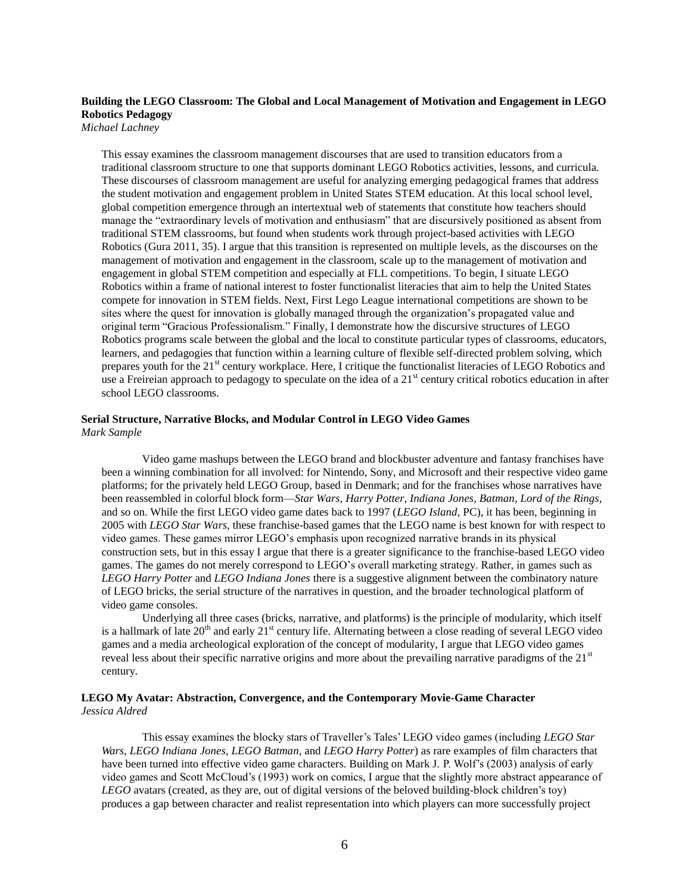**Building the LEGO Classroom: The Global and Local Management of Motivation and Engagement in LEGO Robotics Pedagogy**
*Michael Lachney*

This essay examines the classroom management discourses that are used to transition educators from a traditional classroom structure to one that supports dominant LEGO Robotics activities, lessons, and curricula. These discourses of classroom management are useful for analyzing emerging pedagogical frames that address the student motivation and engagement problem in United States STEM education. At this local school level, global competition emergence through an intertextual web of statements that constitute how teachers should manage the "extraordinary levels of motivation and enthusiasm" that are discursively positioned as absent from traditional STEM classrooms, but found when students work through project-based activities with LEGO Robotics (Gura 2011, 35). I argue that this transition is represented on multiple levels, as the discourses on the management of motivation and engagement in the classroom, scale up to the management of motivation and engagement in global STEM competition and especially at FLL competitions. To begin, I situate LEGO Robotics within a frame of national interest to foster functionalist literacies that aim to help the United States compete for innovation in STEM fields. Next, First Lego League international competitions are shown to be sites where the quest for innovation is globally managed through the organization's propagated value and original term "Gracious Professionalism." Finally, I demonstrate how the discursive structures of LEGO Robotics programs scale between the global and the local to constitute particular types of classrooms, educators, learners, and pedagogies that function within a learning culture of flexible self-directed problem solving, which prepares youth for the 21st century workplace. Here, I critique the functionalist literacies of LEGO Robotics and use a Freireian approach to pedagogy to speculate on the idea of a 21st century critical robotics education in after school LEGO classrooms.

**Serial Structure, Narrative Blocks, and Modular Control in LEGO Video Games**
*Mark Sample*

Video game mashups between the LEGO brand and blockbuster adventure and fantasy franchises have been a winning combination for all involved: for Nintendo, Sony, and Microsoft and their respective video game platforms; for the privately held LEGO Group, based in Denmark; and for the franchises whose narratives have been reassembled in colorful block form—*Star Wars*, *Harry Potter*, *Indiana Jones*, *Batman*, *Lord of the Rings*, and so on. While the first LEGO video game dates back to 1997 (*LEGO Island*, PC), it has been, beginning in 2005 with *LEGO Star Wars*, these franchise-based games that the LEGO name is best known for with respect to video games. These games mirror LEGO's emphasis upon recognized narrative brands in its physical construction sets, but in this essay I argue that there is a greater significance to the franchise-based LEGO video games. The games do not merely correspond to LEGO's overall marketing strategy. Rather, in games such as *LEGO Harry Potter* and *LEGO Indiana Jones* there is a suggestive alignment between the combinatory nature of LEGO bricks, the serial structure of the narratives in question, and the broader technological platform of video game consoles.

Underlying all three cases (bricks, narrative, and platforms) is the principle of modularity, which itself is a hallmark of late 20th and early 21st century life. Alternating between a close reading of several LEGO video games and a media archeological exploration of the concept of modularity, I argue that LEGO video games reveal less about their specific narrative origins and more about the prevailing narrative paradigms of the 21st century.

**LEGO My Avatar: Abstraction, Convergence, and the Contemporary Movie-Game Character**
*Jessica Aldred*

This essay examines the blocky stars of Traveller's Tales' LEGO video games (including *LEGO Star Wars*, *LEGO Indiana Jones*, *LEGO Batman*, and *LEGO Harry Potter*) as rare examples of film characters that have been turned into effective video game characters. Building on Mark J. P. Wolf's (2003) analysis of early video games and Scott McCloud's (1993) work on comics, I argue that the slightly more abstract appearance of *LEGO* avatars (created, as they are, out of digital versions of the beloved building-block children's toy) produces a gap between character and realist representation into which players can more successfully project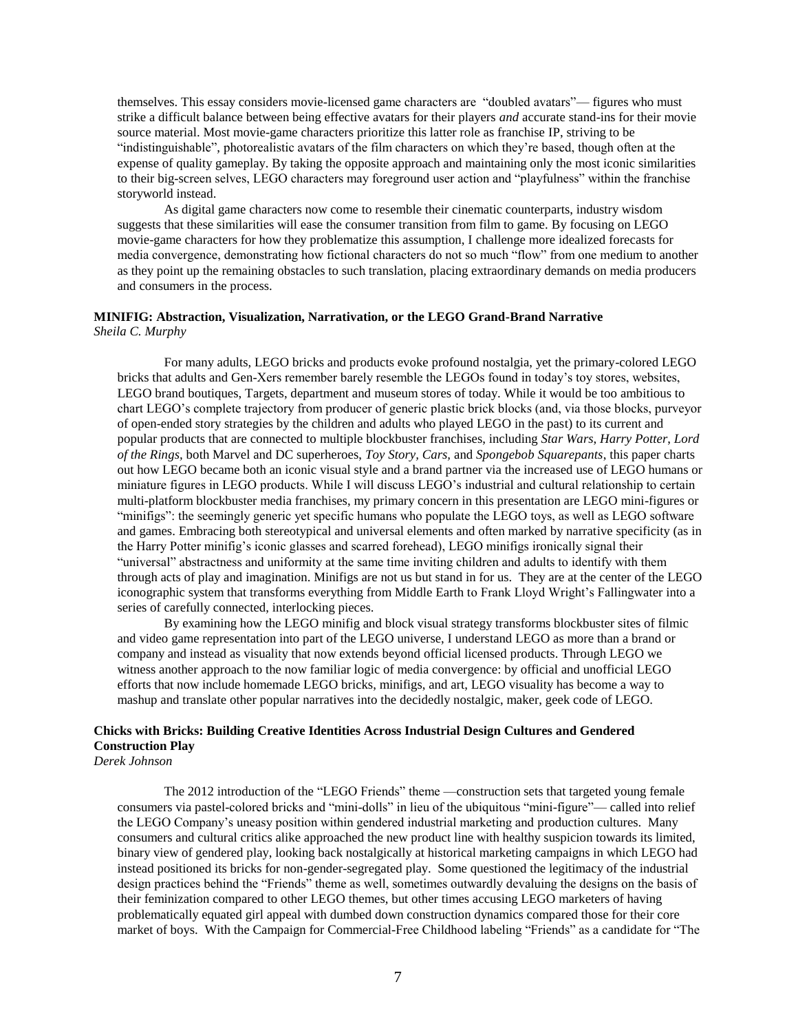themselves. This essay considers movie-licensed game characters are "doubled avatars"— figures who must strike a difficult balance between being effective avatars for their players *and* accurate stand-ins for their movie source material. Most movie-game characters prioritize this latter role as franchise IP, striving to be "indistinguishable", photorealistic avatars of the film characters on which they're based, though often at the expense of quality gameplay. By taking the opposite approach and maintaining only the most iconic similarities to their big-screen selves, LEGO characters may foreground user action and "playfulness" within the franchise storyworld instead.

As digital game characters now come to resemble their cinematic counterparts, industry wisdom suggests that these similarities will ease the consumer transition from film to game. By focusing on LEGO movie-game characters for how they problematize this assumption, I challenge more idealized forecasts for media convergence, demonstrating how fictional characters do not so much "flow" from one medium to another as they point up the remaining obstacles to such translation, placing extraordinary demands on media producers and consumers in the process.

**MINIFIG: Abstraction, Visualization, Narrativation, or the LEGO Grand-Brand Narrative**
*Sheila C. Murphy*

For many adults, LEGO bricks and products evoke profound nostalgia, yet the primary-colored LEGO bricks that adults and Gen-Xers remember barely resemble the LEGOs found in today's toy stores, websites, LEGO brand boutiques, Targets, department and museum stores of today. While it would be too ambitious to chart LEGO's complete trajectory from producer of generic plastic brick blocks (and, via those blocks, purveyor of open-ended story strategies by the children and adults who played LEGO in the past) to its current and popular products that are connected to multiple blockbuster franchises, including *Star Wars*, *Harry Potter*, *Lord of the Rings*, both Marvel and DC superheroes, *Toy Story*, *Cars*, and *Spongebob Squarepants*, this paper charts out how LEGO became both an iconic visual style and a brand partner via the increased use of LEGO humans or miniature figures in LEGO products. While I will discuss LEGO's industrial and cultural relationship to certain multi-platform blockbuster media franchises, my primary concern in this presentation are LEGO mini-figures or "minifigs": the seemingly generic yet specific humans who populate the LEGO toys, as well as LEGO software and games. Embracing both stereotypical and universal elements and often marked by narrative specificity (as in the Harry Potter minifig's iconic glasses and scarred forehead), LEGO minifigs ironically signal their "universal" abstractness and uniformity at the same time inviting children and adults to identify with them through acts of play and imagination. Minifigs are not us but stand in for us. They are at the center of the LEGO iconographic system that transforms everything from Middle Earth to Frank Lloyd Wright's Fallingwater into a series of carefully connected, interlocking pieces.

By examining how the LEGO minifig and block visual strategy transforms blockbuster sites of filmic and video game representation into part of the LEGO universe, I understand LEGO as more than a brand or company and instead as visuality that now extends beyond official licensed products. Through LEGO we witness another approach to the now familiar logic of media convergence: by official and unofficial LEGO efforts that now include homemade LEGO bricks, minifigs, and art, LEGO visuality has become a way to mashup and translate other popular narratives into the decidedly nostalgic, maker, geek code of LEGO.

**Chicks with Bricks: Building Creative Identities Across Industrial Design Cultures and Gendered Construction Play**
*Derek Johnson*

The 2012 introduction of the "LEGO Friends" theme —construction sets that targeted young female consumers via pastel-colored bricks and "mini-dolls" in lieu of the ubiquitous "mini-figure"— called into relief the LEGO Company's uneasy position within gendered industrial marketing and production cultures. Many consumers and cultural critics alike approached the new product line with healthy suspicion towards its limited, binary view of gendered play, looking back nostalgically at historical marketing campaigns in which LEGO had instead positioned its bricks for non-gender-segregated play. Some questioned the legitimacy of the industrial design practices behind the "Friends" theme as well, sometimes outwardly devaluing the designs on the basis of their feminization compared to other LEGO themes, but other times accusing LEGO marketers of having problematically equated girl appeal with dumbed down construction dynamics compared those for their core market of boys. With the Campaign for Commercial-Free Childhood labeling "Friends" as a candidate for "The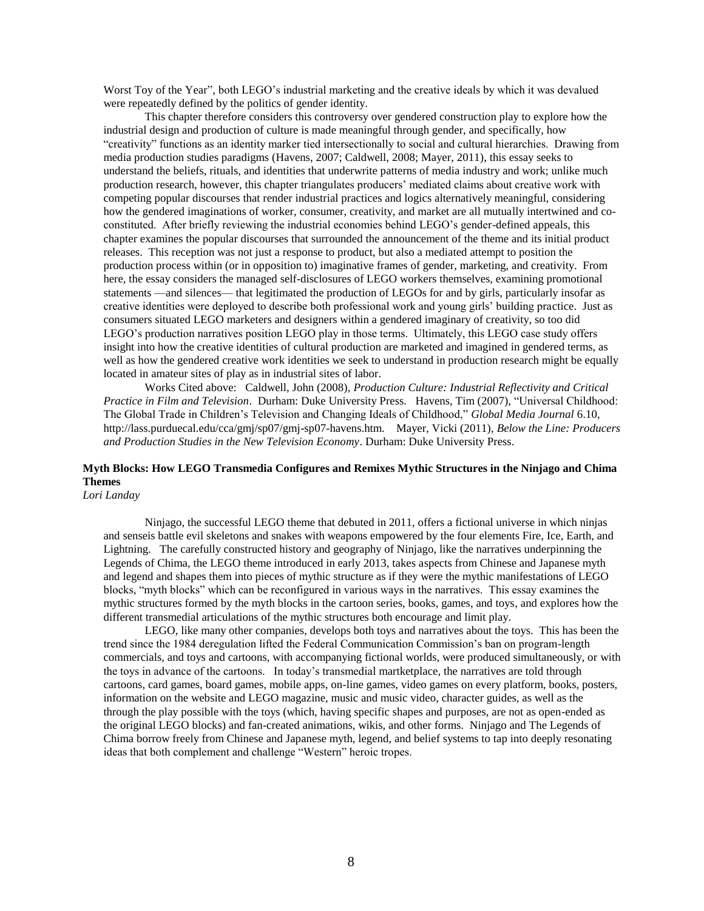Worst Toy of the Year", both LEGO's industrial marketing and the creative ideals by which it was devalued were repeatedly defined by the politics of gender identity.

This chapter therefore considers this controversy over gendered construction play to explore how the industrial design and production of culture is made meaningful through gender, and specifically, how "creativity" functions as an identity marker tied intersectionally to social and cultural hierarchies. Drawing from media production studies paradigms (Havens, 2007; Caldwell, 2008; Mayer, 2011), this essay seeks to understand the beliefs, rituals, and identities that underwrite patterns of media industry and work; unlike much production research, however, this chapter triangulates producers' mediated claims about creative work with competing popular discourses that render industrial practices and logics alternatively meaningful, considering how the gendered imaginations of worker, consumer, creativity, and market are all mutually intertwined and co-constituted. After briefly reviewing the industrial economies behind LEGO's gender-defined appeals, this chapter examines the popular discourses that surrounded the announcement of the theme and its initial product releases. This reception was not just a response to product, but also a mediated attempt to position the production process within (or in opposition to) imaginative frames of gender, marketing, and creativity. From here, the essay considers the managed self-disclosures of LEGO workers themselves, examining promotional statements —and silences— that legitimated the production of LEGOs for and by girls, particularly insofar as creative identities were deployed to describe both professional work and young girls' building practice. Just as consumers situated LEGO marketers and designers within a gendered imaginary of creativity, so too did LEGO's production narratives position LEGO play in those terms. Ultimately, this LEGO case study offers insight into how the creative identities of cultural production are marketed and imagined in gendered terms, as well as how the gendered creative work identities we seek to understand in production research might be equally located in amateur sites of play as in industrial sites of labor.

Works Cited above: Caldwell, John (2008), *Production Culture: Industrial Reflectivity and Critical Practice in Film and Television*. Durham: Duke University Press. Havens, Tim (2007), "Universal Childhood: The Global Trade in Children's Television and Changing Ideals of Childhood," *Global Media Journal* 6.10, http://lass.purduecal.edu/cca/gmj/sp07/gmj-sp07-havens.htm. Mayer, Vicki (2011), *Below the Line: Producers and Production Studies in the New Television Economy*. Durham: Duke University Press.

**Myth Blocks: How LEGO Transmedia Configures and Remixes Mythic Structures in the Ninjago and Chima Themes**

*Lori Landay*

Ninjago, the successful LEGO theme that debuted in 2011, offers a fictional universe in which ninjas and senseis battle evil skeletons and snakes with weapons empowered by the four elements Fire, Ice, Earth, and Lightning. The carefully constructed history and geography of Ninjago, like the narratives underpinning the Legends of Chima, the LEGO theme introduced in early 2013, takes aspects from Chinese and Japanese myth and legend and shapes them into pieces of mythic structure as if they were the mythic manifestations of LEGO blocks, "myth blocks" which can be reconfigured in various ways in the narratives. This essay examines the mythic structures formed by the myth blocks in the cartoon series, books, games, and toys, and explores how the different transmedial articulations of the mythic structures both encourage and limit play.

LEGO, like many other companies, develops both toys and narratives about the toys. This has been the trend since the 1984 deregulation lifted the Federal Communication Commission's ban on program-length commercials, and toys and cartoons, with accompanying fictional worlds, were produced simultaneously, or with the toys in advance of the cartoons. In today's transmedial martketplace, the narratives are told through cartoons, card games, board games, mobile apps, on-line games, video games on every platform, books, posters, information on the website and LEGO magazine, music and music video, character guides, as well as the through the play possible with the toys (which, having specific shapes and purposes, are not as open-ended as the original LEGO blocks) and fan-created animations, wikis, and other forms. Ninjago and The Legends of Chima borrow freely from Chinese and Japanese myth, legend, and belief systems to tap into deeply resonating ideas that both complement and challenge "Western" heroic tropes.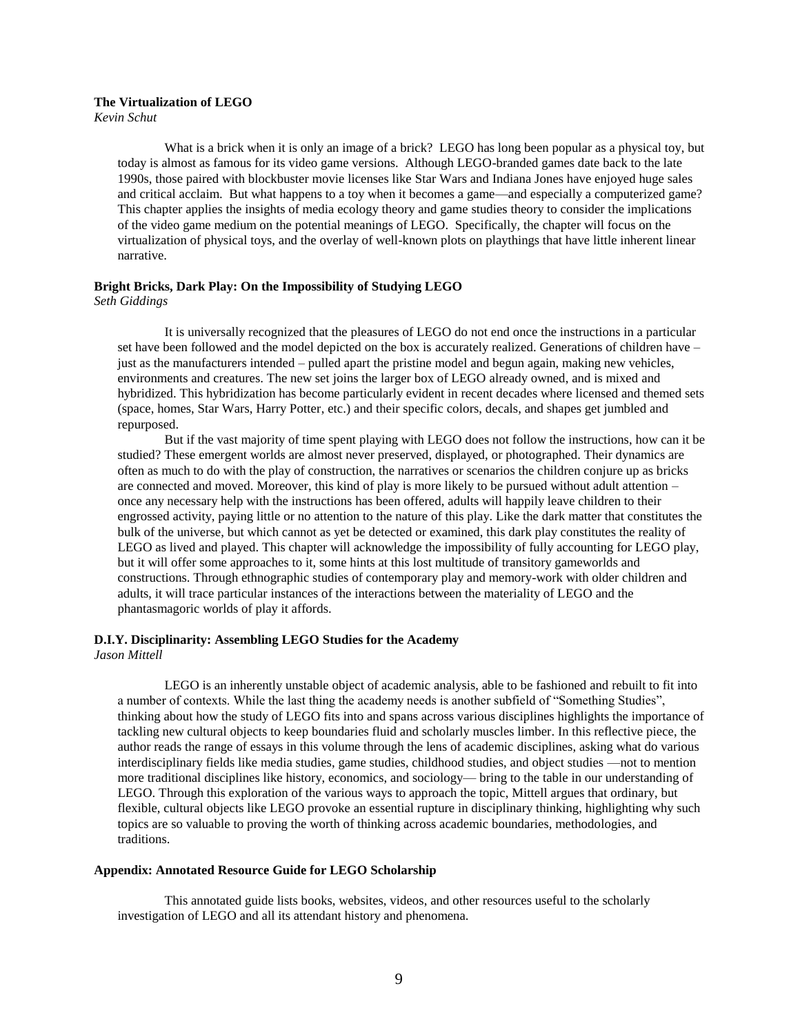**The Virtualization of LEGO**
*Kevin Schut*

What is a brick when it is only an image of a brick? LEGO has long been popular as a physical toy, but today is almost as famous for its video game versions. Although LEGO-branded games date back to the late 1990s, those paired with blockbuster movie licenses like Star Wars and Indiana Jones have enjoyed huge sales and critical acclaim. But what happens to a toy when it becomes a game—and especially a computerized game? This chapter applies the insights of media ecology theory and game studies theory to consider the implications of the video game medium on the potential meanings of LEGO. Specifically, the chapter will focus on the virtualization of physical toys, and the overlay of well-known plots on playthings that have little inherent linear narrative.

**Bright Bricks, Dark Play: On the Impossibility of Studying LEGO**
*Seth Giddings*

It is universally recognized that the pleasures of LEGO do not end once the instructions in a particular set have been followed and the model depicted on the box is accurately realized. Generations of children have – just as the manufacturers intended – pulled apart the pristine model and begun again, making new vehicles, environments and creatures. The new set joins the larger box of LEGO already owned, and is mixed and hybridized. This hybridization has become particularly evident in recent decades where licensed and themed sets (space, homes, Star Wars, Harry Potter, etc.) and their specific colors, decals, and shapes get jumbled and repurposed.

But if the vast majority of time spent playing with LEGO does not follow the instructions, how can it be studied? These emergent worlds are almost never preserved, displayed, or photographed. Their dynamics are often as much to do with the play of construction, the narratives or scenarios the children conjure up as bricks are connected and moved. Moreover, this kind of play is more likely to be pursued without adult attention – once any necessary help with the instructions has been offered, adults will happily leave children to their engrossed activity, paying little or no attention to the nature of this play. Like the dark matter that constitutes the bulk of the universe, but which cannot as yet be detected or examined, this dark play constitutes the reality of LEGO as lived and played. This chapter will acknowledge the impossibility of fully accounting for LEGO play, but it will offer some approaches to it, some hints at this lost multitude of transitory gameworlds and constructions. Through ethnographic studies of contemporary play and memory-work with older children and adults, it will trace particular instances of the interactions between the materiality of LEGO and the phantasmagoric worlds of play it affords.

**D.I.Y. Disciplinarity: Assembling LEGO Studies for the Academy**
*Jason Mittell*

LEGO is an inherently unstable object of academic analysis, able to be fashioned and rebuilt to fit into a number of contexts. While the last thing the academy needs is another subfield of "Something Studies", thinking about how the study of LEGO fits into and spans across various disciplines highlights the importance of tackling new cultural objects to keep boundaries fluid and scholarly muscles limber. In this reflective piece, the author reads the range of essays in this volume through the lens of academic disciplines, asking what do various interdisciplinary fields like media studies, game studies, childhood studies, and object studies —not to mention more traditional disciplines like history, economics, and sociology— bring to the table in our understanding of LEGO. Through this exploration of the various ways to approach the topic, Mittell argues that ordinary, but flexible, cultural objects like LEGO provoke an essential rupture in disciplinary thinking, highlighting why such topics are so valuable to proving the worth of thinking across academic boundaries, methodologies, and traditions.

**Appendix: Annotated Resource Guide for LEGO Scholarship**

This annotated guide lists books, websites, videos, and other resources useful to the scholarly investigation of LEGO and all its attendant history and phenomena.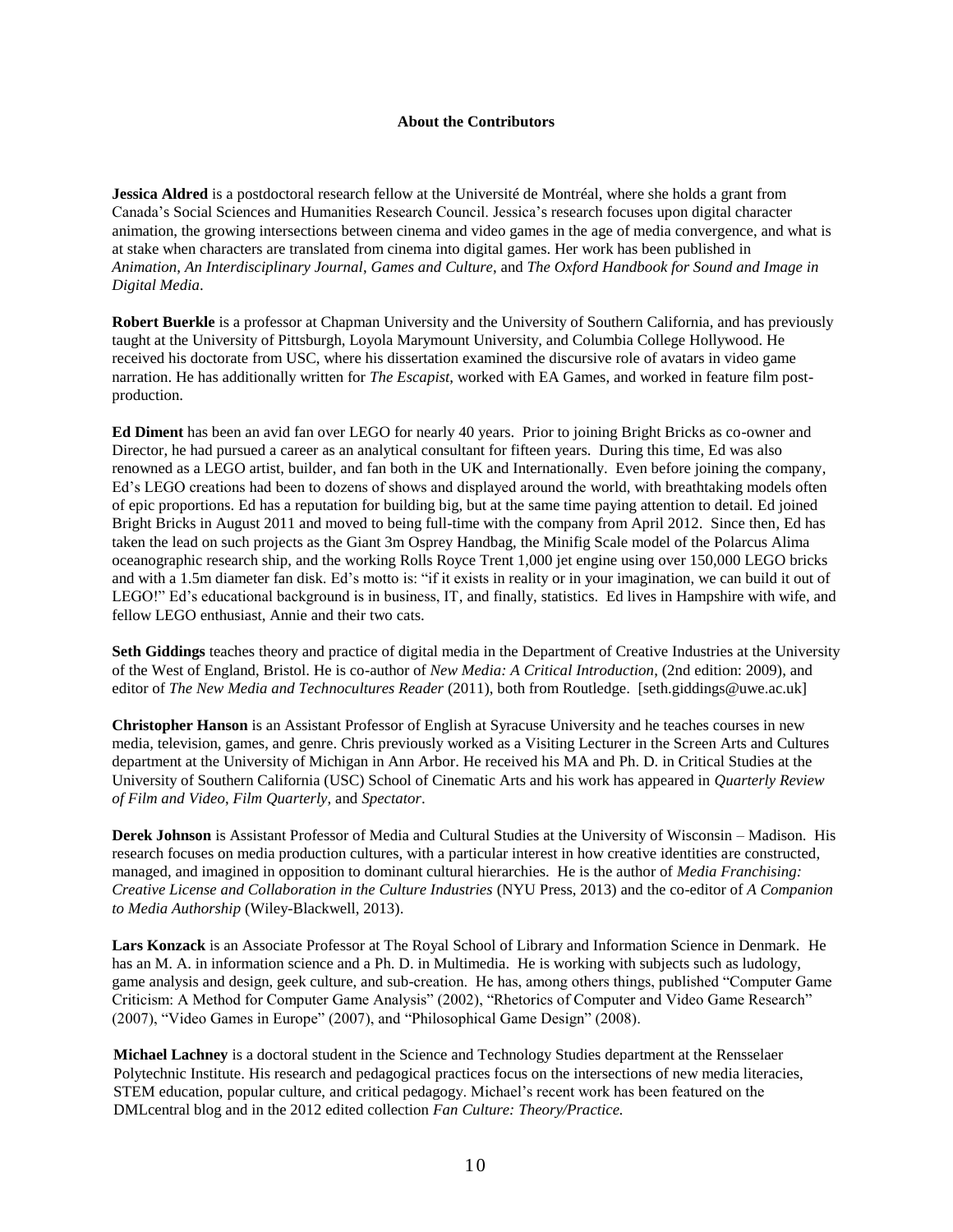**About the Contributors**

**Jessica Aldred** is a postdoctoral research fellow at the Université de Montréal, where she holds a grant from Canada's Social Sciences and Humanities Research Council. Jessica's research focuses upon digital character animation, the growing intersections between cinema and video games in the age of media convergence, and what is at stake when characters are translated from cinema into digital games. Her work has been published in *Animation, An Interdisciplinary Journal*, *Games and Culture*, and *The Oxford Handbook for Sound and Image in Digital Media*.

**Robert Buerkle** is a professor at Chapman University and the University of Southern California, and has previously taught at the University of Pittsburgh, Loyola Marymount University, and Columbia College Hollywood. He received his doctorate from USC, where his dissertation examined the discursive role of avatars in video game narration. He has additionally written for *The Escapist*, worked with EA Games, and worked in feature film post-production.

**Ed Diment** has been an avid fan over LEGO for nearly 40 years. Prior to joining Bright Bricks as co-owner and Director, he had pursued a career as an analytical consultant for fifteen years. During this time, Ed was also renowned as a LEGO artist, builder, and fan both in the UK and Internationally. Even before joining the company, Ed's LEGO creations had been to dozens of shows and displayed around the world, with breathtaking models often of epic proportions. Ed has a reputation for building big, but at the same time paying attention to detail. Ed joined Bright Bricks in August 2011 and moved to being full-time with the company from April 2012. Since then, Ed has taken the lead on such projects as the Giant 3m Osprey Handbag, the Minifig Scale model of the Polarcus Alima oceanographic research ship, and the working Rolls Royce Trent 1,000 jet engine using over 150,000 LEGO bricks and with a 1.5m diameter fan disk. Ed's motto is: "if it exists in reality or in your imagination, we can build it out of LEGO!" Ed's educational background is in business, IT, and finally, statistics. Ed lives in Hampshire with wife, and fellow LEGO enthusiast, Annie and their two cats.

**Seth Giddings** teaches theory and practice of digital media in the Department of Creative Industries at the University of the West of England, Bristol. He is co-author of *New Media: A Critical Introduction*, (2nd edition: 2009), and editor of *The New Media and Technocultures Reader* (2011), both from Routledge. [seth.giddings@uwe.ac.uk]

**Christopher Hanson** is an Assistant Professor of English at Syracuse University and he teaches courses in new media, television, games, and genre. Chris previously worked as a Visiting Lecturer in the Screen Arts and Cultures department at the University of Michigan in Ann Arbor. He received his MA and Ph. D. in Critical Studies at the University of Southern California (USC) School of Cinematic Arts and his work has appeared in *Quarterly Review of Film and Video*, *Film Quarterly*, and *Spectator*.

**Derek Johnson** is Assistant Professor of Media and Cultural Studies at the University of Wisconsin – Madison. His research focuses on media production cultures, with a particular interest in how creative identities are constructed, managed, and imagined in opposition to dominant cultural hierarchies. He is the author of *Media Franchising: Creative License and Collaboration in the Culture Industries* (NYU Press, 2013) and the co-editor of *A Companion to Media Authorship* (Wiley-Blackwell, 2013).

**Lars Konzack** is an Associate Professor at The Royal School of Library and Information Science in Denmark. He has an M. A. in information science and a Ph. D. in Multimedia. He is working with subjects such as ludology, game analysis and design, geek culture, and sub-creation. He has, among others things, published "Computer Game Criticism: A Method for Computer Game Analysis" (2002), "Rhetorics of Computer and Video Game Research" (2007), "Video Games in Europe" (2007), and "Philosophical Game Design" (2008).

**Michael Lachney** is a doctoral student in the Science and Technology Studies department at the Rensselaer Polytechnic Institute. His research and pedagogical practices focus on the intersections of new media literacies, STEM education, popular culture, and critical pedagogy. Michael's recent work has been featured on the DMLcentral blog and in the 2012 edited collection *Fan Culture: Theory/Practice.*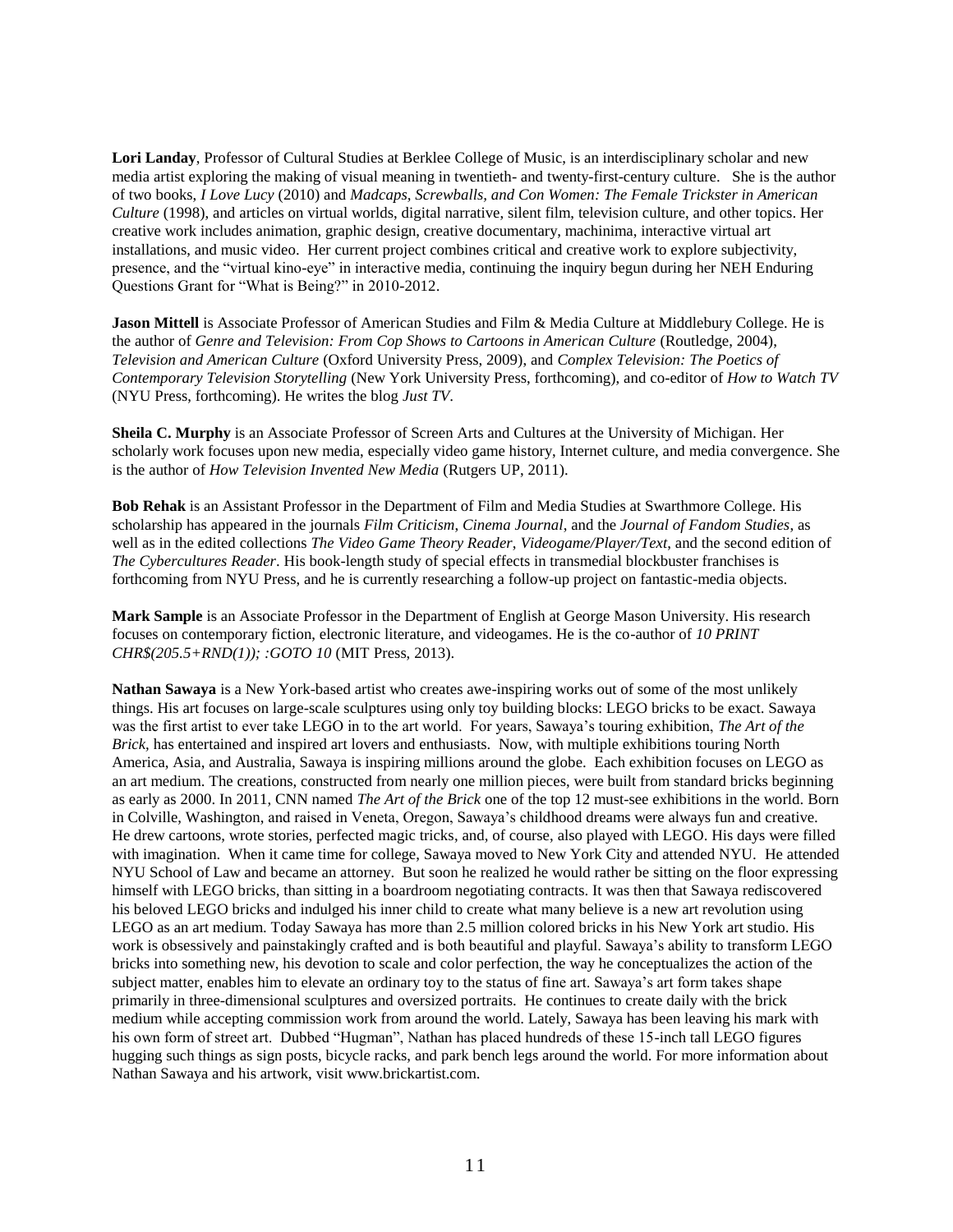**Lori Landay**, Professor of Cultural Studies at Berklee College of Music, is an interdisciplinary scholar and new media artist exploring the making of visual meaning in twentieth- and twenty-first-century culture. She is the author of two books, *I Love Lucy* (2010) and *Madcaps, Screwballs, and Con Women: The Female Trickster in American Culture* (1998), and articles on virtual worlds, digital narrative, silent film, television culture, and other topics. Her creative work includes animation, graphic design, creative documentary, machinima, interactive virtual art installations, and music video. Her current project combines critical and creative work to explore subjectivity, presence, and the "virtual kino-eye" in interactive media, continuing the inquiry begun during her NEH Enduring Questions Grant for "What is Being?" in 2010-2012.

**Jason Mittell** is Associate Professor of American Studies and Film & Media Culture at Middlebury College. He is the author of *Genre and Television: From Cop Shows to Cartoons in American Culture* (Routledge, 2004), *Television and American Culture* (Oxford University Press, 2009), and *Complex Television: The Poetics of Contemporary Television Storytelling* (New York University Press, forthcoming), and co-editor of *How to Watch TV* (NYU Press, forthcoming). He writes the blog *Just TV*.

**Sheila C. Murphy** is an Associate Professor of Screen Arts and Cultures at the University of Michigan. Her scholarly work focuses upon new media, especially video game history, Internet culture, and media convergence. She is the author of *How Television Invented New Media* (Rutgers UP, 2011).

**Bob Rehak** is an Assistant Professor in the Department of Film and Media Studies at Swarthmore College. His scholarship has appeared in the journals *Film Criticism*, *Cinema Journal*, and the *Journal of Fandom Studies*, as well as in the edited collections *The Video Game Theory Reader*, *Videogame/Player/Text*, and the second edition of *The Cybercultures Reader*. His book-length study of special effects in transmedial blockbuster franchises is forthcoming from NYU Press, and he is currently researching a follow-up project on fantastic-media objects.

**Mark Sample** is an Associate Professor in the Department of English at George Mason University. His research focuses on contemporary fiction, electronic literature, and videogames. He is the co-author of *10 PRINT CHR$(205.5+RND(1)); :GOTO 10* (MIT Press, 2013).

**Nathan Sawaya** is a New York-based artist who creates awe-inspiring works out of some of the most unlikely things. His art focuses on large-scale sculptures using only toy building blocks: LEGO bricks to be exact. Sawaya was the first artist to ever take LEGO in to the art world. For years, Sawaya's touring exhibition, *The Art of the Brick*, has entertained and inspired art lovers and enthusiasts. Now, with multiple exhibitions touring North America, Asia, and Australia, Sawaya is inspiring millions around the globe. Each exhibition focuses on LEGO as an art medium. The creations, constructed from nearly one million pieces, were built from standard bricks beginning as early as 2000. In 2011, CNN named *The Art of the Brick* one of the top 12 must-see exhibitions in the world. Born in Colville, Washington, and raised in Veneta, Oregon, Sawaya's childhood dreams were always fun and creative. He drew cartoons, wrote stories, perfected magic tricks, and, of course, also played with LEGO. His days were filled with imagination. When it came time for college, Sawaya moved to New York City and attended NYU. He attended NYU School of Law and became an attorney. But soon he realized he would rather be sitting on the floor expressing himself with LEGO bricks, than sitting in a boardroom negotiating contracts. It was then that Sawaya rediscovered his beloved LEGO bricks and indulged his inner child to create what many believe is a new art revolution using LEGO as an art medium. Today Sawaya has more than 2.5 million colored bricks in his New York art studio. His work is obsessively and painstakingly crafted and is both beautiful and playful. Sawaya's ability to transform LEGO bricks into something new, his devotion to scale and color perfection, the way he conceptualizes the action of the subject matter, enables him to elevate an ordinary toy to the status of fine art. Sawaya's art form takes shape primarily in three-dimensional sculptures and oversized portraits. He continues to create daily with the brick medium while accepting commission work from around the world. Lately, Sawaya has been leaving his mark with his own form of street art. Dubbed "Hugman", Nathan has placed hundreds of these 15-inch tall LEGO figures hugging such things as sign posts, bicycle racks, and park bench legs around the world. For more information about Nathan Sawaya and his artwork, visit www.brickartist.com.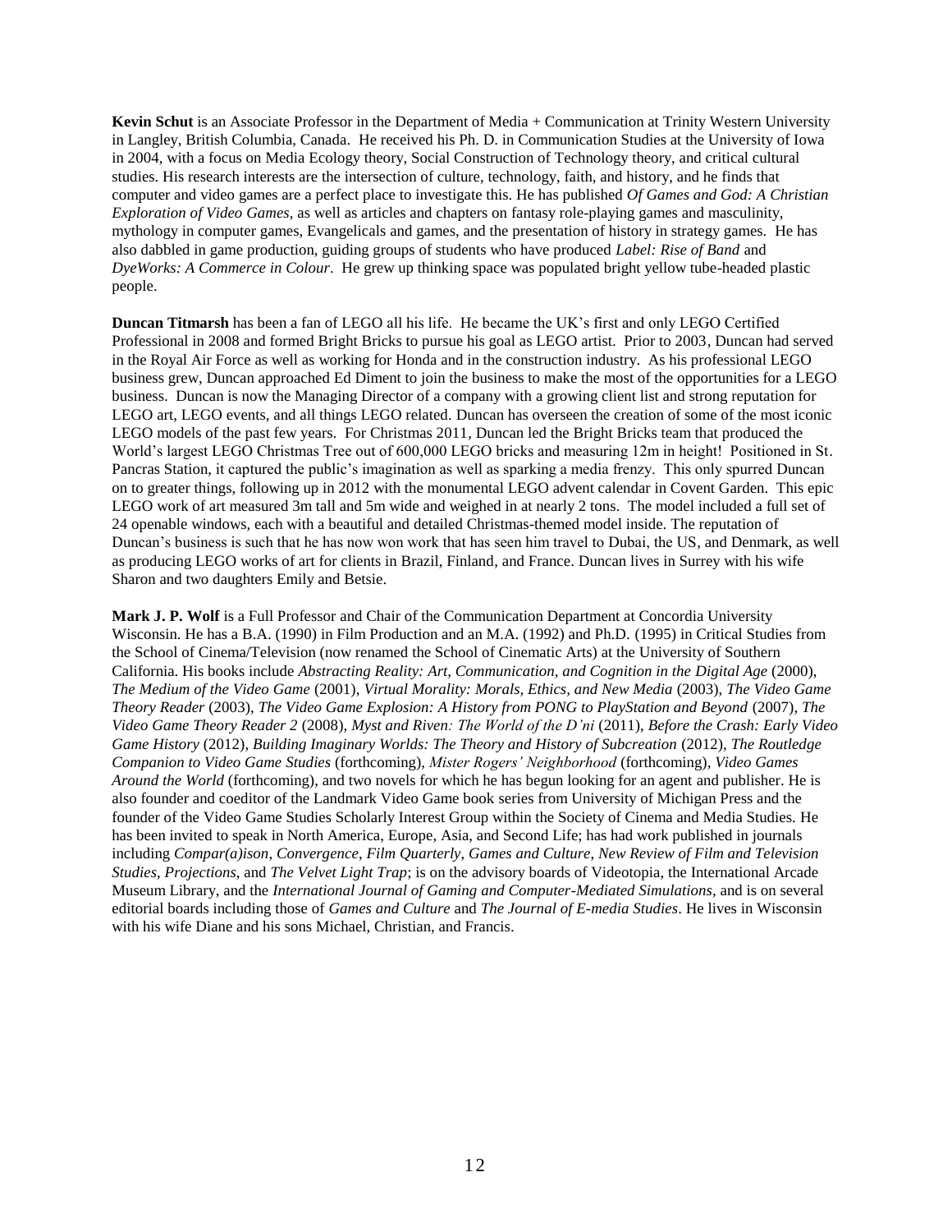**Kevin Schut** is an Associate Professor in the Department of Media + Communication at Trinity Western University in Langley, British Columbia, Canada. He received his Ph. D. in Communication Studies at the University of Iowa in 2004, with a focus on Media Ecology theory, Social Construction of Technology theory, and critical cultural studies. His research interests are the intersection of culture, technology, faith, and history, and he finds that computer and video games are a perfect place to investigate this. He has published *Of Games and God: A Christian Exploration of Video Games*, as well as articles and chapters on fantasy role-playing games and masculinity, mythology in computer games, Evangelicals and games, and the presentation of history in strategy games. He has also dabbled in game production, guiding groups of students who have produced *Label: Rise of Band* and *DyeWorks: A Commerce in Colour*. He grew up thinking space was populated bright yellow tube-headed plastic people.

**Duncan Titmarsh** has been a fan of LEGO all his life. He became the UK's first and only LEGO Certified Professional in 2008 and formed Bright Bricks to pursue his goal as LEGO artist. Prior to 2003, Duncan had served in the Royal Air Force as well as working for Honda and in the construction industry. As his professional LEGO business grew, Duncan approached Ed Diment to join the business to make the most of the opportunities for a LEGO business. Duncan is now the Managing Director of a company with a growing client list and strong reputation for LEGO art, LEGO events, and all things LEGO related. Duncan has overseen the creation of some of the most iconic LEGO models of the past few years. For Christmas 2011, Duncan led the Bright Bricks team that produced the World's largest LEGO Christmas Tree out of 600,000 LEGO bricks and measuring 12m in height! Positioned in St. Pancras Station, it captured the public's imagination as well as sparking a media frenzy. This only spurred Duncan on to greater things, following up in 2012 with the monumental LEGO advent calendar in Covent Garden. This epic LEGO work of art measured 3m tall and 5m wide and weighed in at nearly 2 tons. The model included a full set of 24 openable windows, each with a beautiful and detailed Christmas-themed model inside. The reputation of Duncan's business is such that he has now won work that has seen him travel to Dubai, the US, and Denmark, as well as producing LEGO works of art for clients in Brazil, Finland, and France. Duncan lives in Surrey with his wife Sharon and two daughters Emily and Betsie.

**Mark J. P. Wolf** is a Full Professor and Chair of the Communication Department at Concordia University Wisconsin. He has a B.A. (1990) in Film Production and an M.A. (1992) and Ph.D. (1995) in Critical Studies from the School of Cinema/Television (now renamed the School of Cinematic Arts) at the University of Southern California. His books include *Abstracting Reality: Art, Communication, and Cognition in the Digital Age* (2000), *The Medium of the Video Game* (2001), *Virtual Morality: Morals, Ethics, and New Media* (2003), *The Video Game Theory Reader* (2003), *The Video Game Explosion: A History from PONG to PlayStation and Beyond* (2007), *The Video Game Theory Reader 2* (2008), *Myst and Riven: The World of the D'ni* (2011), *Before the Crash: Early Video Game History* (2012), *Building Imaginary Worlds: The Theory and History of Subcreation* (2012), *The Routledge Companion to Video Game Studies* (forthcoming), *Mister Rogers' Neighborhood* (forthcoming), *Video Games Around the World* (forthcoming), and two novels for which he has begun looking for an agent and publisher. He is also founder and coeditor of the Landmark Video Game book series from University of Michigan Press and the founder of the Video Game Studies Scholarly Interest Group within the Society of Cinema and Media Studies. He has been invited to speak in North America, Europe, Asia, and Second Life; has had work published in journals including *Compar(a)ison*, *Convergence*, *Film Quarterly*, *Games and Culture*, *New Review of Film and Television Studies*, *Projections*, and *The Velvet Light Trap*; is on the advisory boards of Videotopia, the International Arcade Museum Library, and the *International Journal of Gaming and Computer-Mediated Simulations*, and is on several editorial boards including those of *Games and Culture* and *The Journal of E-media Studies*. He lives in Wisconsin with his wife Diane and his sons Michael, Christian, and Francis.